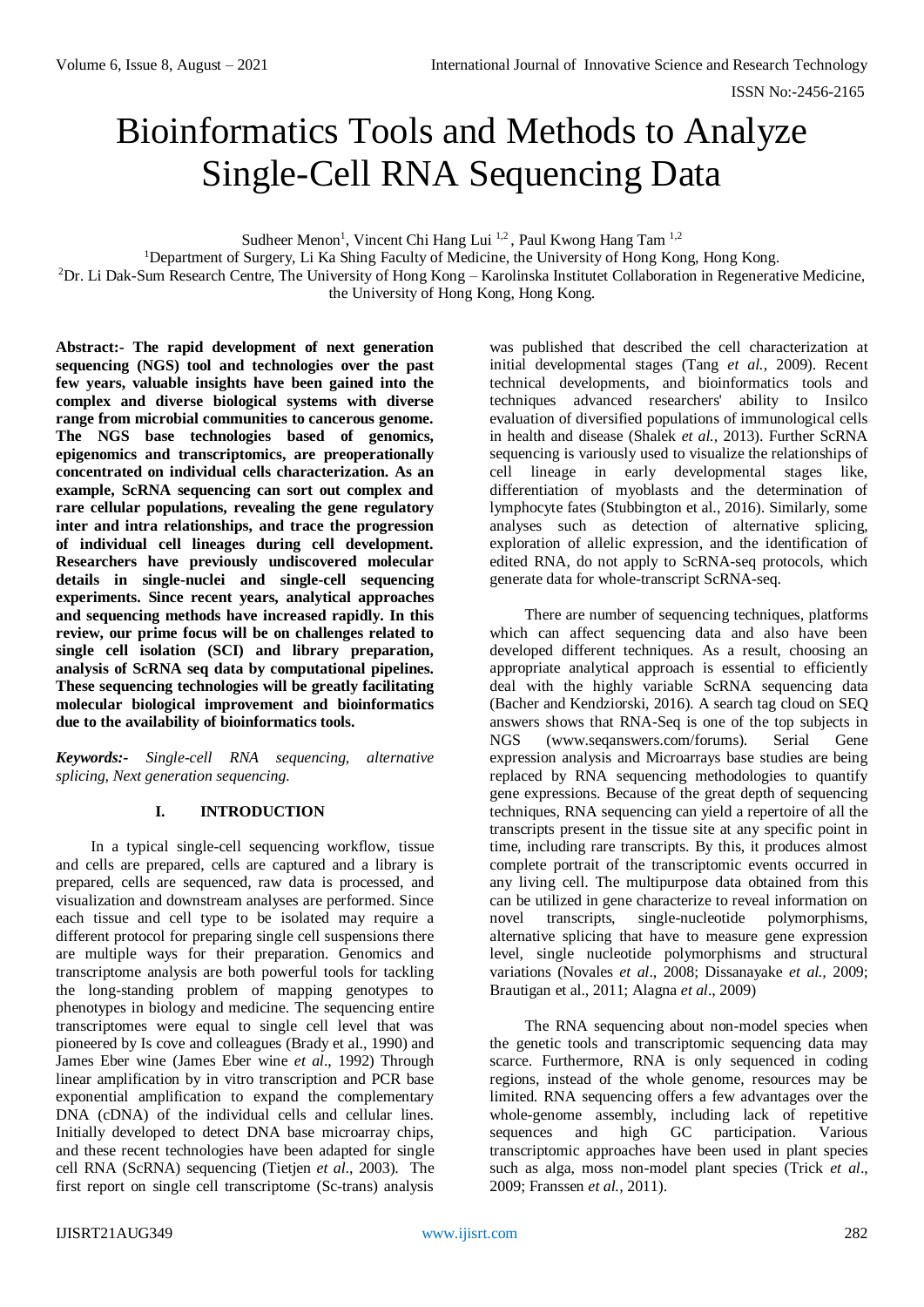# Bioinformatics Tools and Methods to Analyze Single-Cell RNA Sequencing Data

Sudheer Menon[1], Vincent Chi Hang Lui [1,2], Paul Kwong Hang Tam [1,2]

[1]Department of Surgery, Li Ka Shing Faculty of Medicine, the University of Hong Kong, Hong Kong.

[2]Dr. Li Dak-Sum Research Centre, The University of Hong Kong – Karolinska Institutet Collaboration in Regenerative Medicine, the University of Hong Kong, Hong Kong.

**Abstract:- The rapid development of next generation sequencing (NGS) tool and technologies over the past few years, valuable insights have been gained into the complex and diverse biological systems with diverse range from microbial communities to cancerous genome. The NGS base technologies based of genomics, epigenomics and transcriptomics, are preoperationally concentrated on individual cells characterization. As an example, ScRNA sequencing can sort out complex and rare cellular populations, revealing the gene regulatory inter and intra relationships, and trace the progression of individual cell lineages during cell development. Researchers have previously undiscovered molecular details in single-nuclei and single-cell sequencing experiments. Since recent years, analytical approaches and sequencing methods have increased rapidly. In this review, our prime focus will be on challenges related to single cell isolation (SCI) and library preparation, analysis of ScRNA seq data by computational pipelines. These sequencing technologies will be greatly facilitating molecular biological improvement and bioinformatics due to the availability of bioinformatics tools.**

***Keywords:-*** *Single-cell RNA sequencing, alternative splicing, Next generation sequencing.*

## I. INTRODUCTION

In a typical single-cell sequencing workflow, tissue and cells are prepared, cells are captured and a library is prepared, cells are sequenced, raw data is processed, and visualization and downstream analyses are performed. Since each tissue and cell type to be isolated may require a different protocol for preparing single cell suspensions there are multiple ways for their preparation. Genomics and transcriptome analysis are both powerful tools for tackling the long-standing problem of mapping genotypes to phenotypes in biology and medicine. The sequencing entire transcriptomes were equal to single cell level that was pioneered by Is cove and colleagues (Brady et al., 1990) and James Eber wine (James Eber wine *et al*., 1992) Through linear amplification by in vitro transcription and PCR base exponential amplification to expand the complementary DNA (cDNA) of the individual cells and cellular lines. Initially developed to detect DNA base microarray chips, and these recent technologies have been adapted for single cell RNA (ScRNA) sequencing (Tietjen *et al*., 2003). The first report on single cell transcriptome (Sc-trans) analysis was published that described the cell characterization at initial developmental stages (Tang *et al.,* 2009). Recent technical developments, and bioinformatics tools and techniques advanced researchers' ability to Insilco evaluation of diversified populations of immunological cells in health and disease (Shalek *et al.,* 2013). Further ScRNA sequencing is variously used to visualize the relationships of cell lineage in early developmental stages like, differentiation of myoblasts and the determination of lymphocyte fates (Stubbington et al., 2016). Similarly, some analyses such as detection of alternative splicing, exploration of allelic expression, and the identification of edited RNA, do not apply to ScRNA-seq protocols, which generate data for whole-transcript ScRNA-seq.

There are number of sequencing techniques, platforms which can affect sequencing data and also have been developed different techniques. As a result, choosing an appropriate analytical approach is essential to efficiently deal with the highly variable ScRNA sequencing data (Bacher and Kendziorski, 2016). A search tag cloud on SEQ answers shows that RNA-Seq is one of the top subjects in NGS (www.seqanswers.com/forums). Serial Gene expression analysis and Microarrays base studies are being replaced by RNA sequencing methodologies to quantify gene expressions. Because of the great depth of sequencing techniques, RNA sequencing can yield a repertoire of all the transcripts present in the tissue site at any specific point in time, including rare transcripts. By this, it produces almost complete portrait of the transcriptomic events occurred in any living cell. The multipurpose data obtained from this can be utilized in gene characterize to reveal information on novel transcripts, single-nucleotide polymorphisms, alternative splicing that have to measure gene expression level, single nucleotide polymorphisms and structural variations (Novales *et al*., 2008; Dissanayake *et al.,* 2009; Brautigan et al., 2011; Alagna *et al*., 2009)

The RNA sequencing about non-model species when the genetic tools and transcriptomic sequencing data may scarce. Furthermore, RNA is only sequenced in coding regions, instead of the whole genome, resources may be limited. RNA sequencing offers a few advantages over the whole-genome assembly, including lack of repetitive sequences and high GC participation. Various transcriptomic approaches have been used in plant species such as alga, moss non-model plant species (Trick *et al*., 2009; Franssen *et al.,* 2011).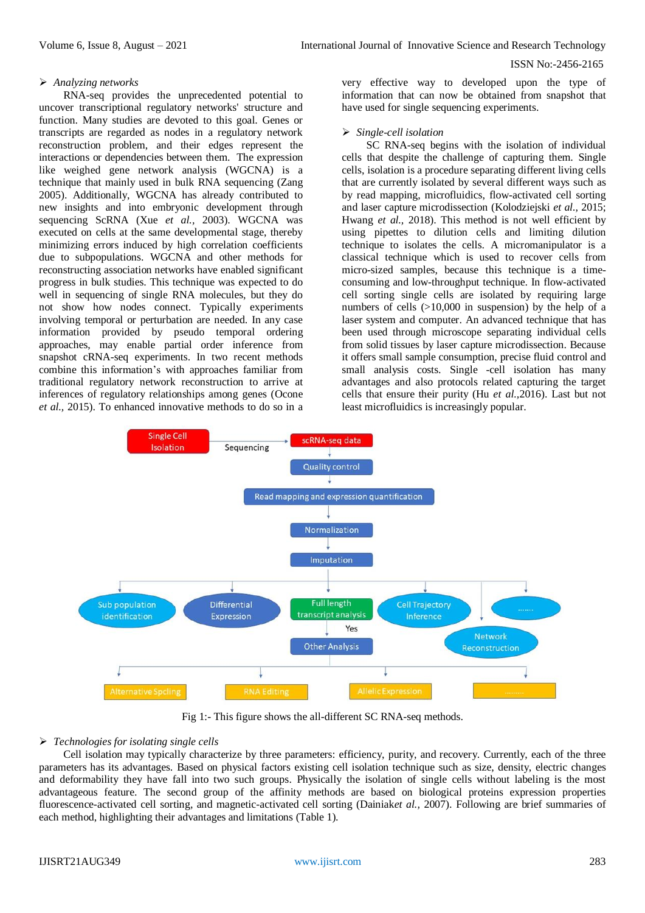➢ *Analyzing networks*

RNA-seq provides the unprecedented potential to uncover transcriptional regulatory networks' structure and function. Many studies are devoted to this goal. Genes or transcripts are regarded as nodes in a regulatory network reconstruction problem, and their edges represent the interactions or dependencies between them. The expression like weighed gene network analysis (WGCNA) is a technique that mainly used in bulk RNA sequencing (Zang 2005). Additionally, WGCNA has already contributed to new insights and into embryonic development through sequencing ScRNA (Xue *et al.,* 2003). WGCNA was executed on cells at the same developmental stage, thereby minimizing errors induced by high correlation coefficients due to subpopulations. WGCNA and other methods for reconstructing association networks have enabled significant progress in bulk studies. This technique was expected to do well in sequencing of single RNA molecules, but they do not show how nodes connect. Typically experiments involving temporal or perturbation are needed. In any case information provided by pseudo temporal ordering approaches, may enable partial order inference from snapshot cRNA-seq experiments. In two recent methods combine this information's with approaches familiar from traditional regulatory network reconstruction to arrive at inferences of regulatory relationships among genes (Ocone *et al.,* 2015). To enhanced innovative methods to do so in a very effective way to developed upon the type of information that can now be obtained from snapshot that have used for single sequencing experiments.

➢ *Single-cell isolation*

SC RNA-seq begins with the isolation of individual cells that despite the challenge of capturing them. Single cells, isolation is a procedure separating different living cells that are currently isolated by several different ways such as by read mapping, microfluidics, flow-activated cell sorting and laser capture microdissection (Kolodziejski *et al.,* 2015; Hwang *et al.,* 2018). This method is not well efficient by using pipettes to dilution cells and limiting dilution technique to isolates the cells. A micromanipulator is a classical technique which is used to recover cells from micro-sized samples, because this technique is a time-consuming and low-throughput technique. In flow-activated cell sorting single cells are isolated by requiring large numbers of cells (>10,000 in suspension) by the help of a laser system and computer. An advanced technique that has been used through microscope separating individual cells from solid tissues by laser capture microdissection. Because it offers small sample consumption, precise fluid control and small analysis costs. Single -cell isolation has many advantages and also protocols related capturing the target cells that ensure their purity (Hu *et al.,*2016). Last but not least microfluidics is increasingly popular.

Single Cell Isolation
Sequencing
scRNA-seq data
Quality control
Read mapping and expression quantification
Normalization
Imputation
Sub population identification
Differential Expression
Full length transcript analysis
Cell Trajectory Inference
.......
Yes
Other Analysis
Network Reconstruction
Alternative Spcling
RNA Editing
Allelic Expression
........

Fig 1:- This figure shows the all-different SC RNA-seq methods.

➢ *Technologies for isolating single cells*

Cell isolation may typically characterize by three parameters: efficiency, purity, and recovery. Currently, each of the three parameters has its advantages. Based on physical factors existing cell isolation technique such as size, density, electric changes and deformability they have fall into two such groups. Physically the isolation of single cells without labeling is the most advantageous feature. The second group of the affinity methods are based on biological proteins expression properties fluorescence-activated cell sorting, and magnetic-activated cell sorting (Dainiak*et al.,* 2007). Following are brief summaries of each method, highlighting their advantages and limitations (Table 1).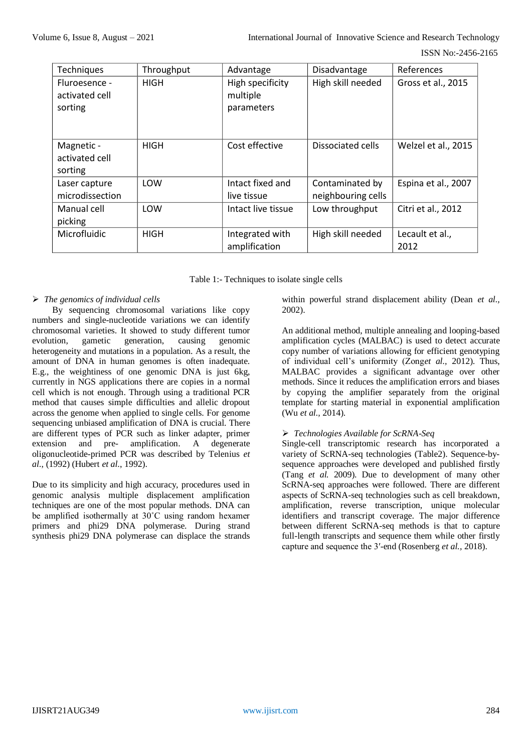| Techniques | Throughput | Advantage | Disadvantage | References |
|---|---|---|---|---|
| Fluroesence - activated cell sorting | HIGH | High specificity multiple parameters | High skill needed | Gross et al., 2015 |
| Magnetic - activated cell sorting | HIGH | Cost effective | Dissociated cells | Welzel et al., 2015 |
| Laser capture microdissection | LOW | Intact fixed and live tissue | Contaminated by neighbouring cells | Espina et al., 2007 |
| Manual cell picking | LOW | Intact live tissue | Low throughput | Citri et al., 2012 |
| Microfluidic | HIGH | Integrated with amplification | High skill needed | Lecault et al., 2012 |

Table 1:- Techniques to isolate single cells

➢ *The genomics of individual cells*

By sequencing chromosomal variations like copy numbers and single-nucleotide variations we can identify chromosomal varieties. It showed to study different tumor evolution, gametic generation, causing genomic heterogeneity and mutations in a population. As a result, the amount of DNA in human genomes is often inadequate. E.g., the weightiness of one genomic DNA is just 6kg, currently in NGS applications there are copies in a normal cell which is not enough. Through using a traditional PCR method that causes simple difficulties and allelic dropout across the genome when applied to single cells. For genome sequencing unbiased amplification of DNA is crucial. There are different types of PCR such as linker adapter, primer extension and pre- amplification. A degenerate oligonucleotide-primed PCR was described by Telenius *et al.*, (1992) (Hubert *et al.*, 1992).

Due to its simplicity and high accuracy, procedures used in genomic analysis multiple displacement amplification techniques are one of the most popular methods. DNA can be amplified isothermally at 30˚C using random hexamer primers and phi29 DNA polymerase. During strand synthesis phi29 DNA polymerase can displace the strands within powerful strand displacement ability (Dean *et al.*, 2002).

An additional method, multiple annealing and looping-based amplification cycles (MALBAC) is used to detect accurate copy number of variations allowing for efficient genotyping of individual cell's uniformity (Zong*et al.*, 2012). Thus, MALBAC provides a significant advantage over other methods. Since it reduces the amplification errors and biases by copying the amplifier separately from the original template for starting material in exponential amplification (Wu *et al.*, 2014).

➢ *Technologies Available for ScRNA-Seq*

Single-cell transcriptomic research has incorporated a variety of ScRNA-seq technologies (Table2). Sequence-by-sequence approaches were developed and published firstly (Tang *et al.* 2009). Due to development of many other ScRNA-seq approaches were followed. There are different aspects of ScRNA-seq technologies such as cell breakdown, amplification, reverse transcription, unique molecular identifiers and transcript coverage. The major difference between different ScRNA-seq methods is that to capture full-length transcripts and sequence them while other firstly capture and sequence the 3′-end (Rosenberg *et al.,* 2018).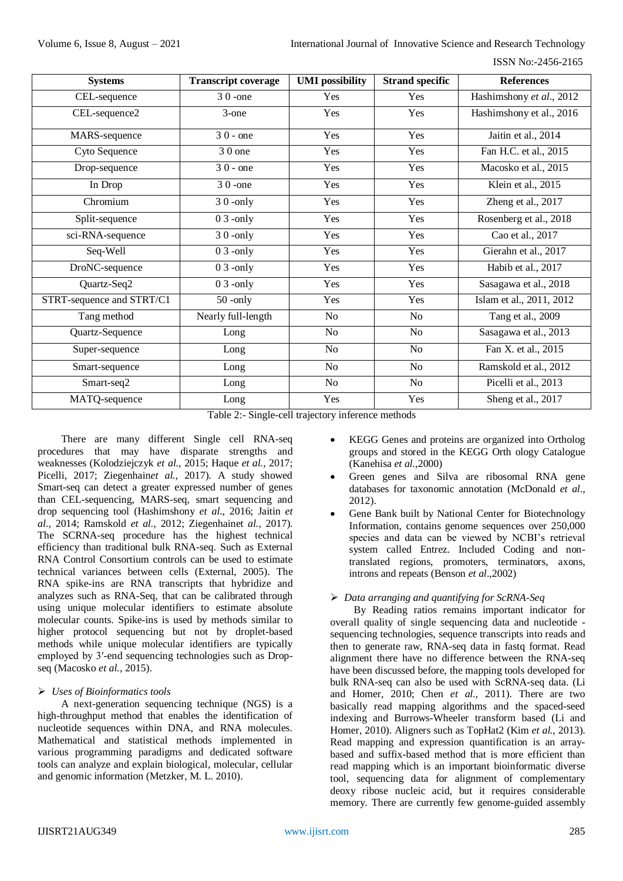| Systems | Transcript coverage | UMI possibility | Strand specific | References |
|---|---|---|---|---|
| CEL-sequence | 3 0 -one | Yes | Yes | Hashimshony *et al*., 2012 |
| CEL-sequence2 | 3-one | Yes | Yes | Hashimshony et al., 2016 |
| MARS-sequence | 3 0 - one | Yes | Yes | Jaitin et al., 2014 |
| Cyto Sequence | 3 0 one | Yes | Yes | Fan H.C. et al., 2015 |
| Drop-sequence | 3 0 - one | Yes | Yes | Macosko et al., 2015 |
| In Drop | 3 0 -one | Yes | Yes | Klein et al., 2015 |
| Chromium | 3 0 -only | Yes | Yes | Zheng et al., 2017 |
| Split-sequence | 0 3 -only | Yes | Yes | Rosenberg et al., 2018 |
| sci-RNA-sequence | 3 0 -only | Yes | Yes | Cao et al., 2017 |
| Seq-Well | 0 3 -only | Yes | Yes | Gierahn et al., 2017 |
| DroNC-sequence | 0 3 -only | Yes | Yes | Habib et al., 2017 |
| Quartz-Seq2 | 0 3 -only | Yes | Yes | Sasagawa et al., 2018 |
| STRT-sequence and STRT/C1 | 50 -only | Yes | Yes | Islam et al., 2011, 2012 |
| Tang method | Nearly full-length | No | No | Tang et al., 2009 |
| Quartz-Sequence | Long | No | No | Sasagawa et al., 2013 |
| Super-sequence | Long | No | No | Fan X. et al., 2015 |
| Smart-sequence | Long | No | No | Ramskold et al., 2012 |
| Smart-seq2 | Long | No | No | Picelli et al., 2013 |
| MATQ-sequence | Long | Yes | Yes | Sheng et al., 2017 |

Table 2:- Single-cell trajectory inference methods

There are many different Single cell RNA-seq procedures that may have disparate strengths and weaknesses (Kolodziejczyk *et al.*, 2015; Haque *et al.,* 2017; Picelli, 2017; Ziegenhain*et al.,* 2017). A study showed Smart-seq can detect a greater expressed number of genes than CEL-sequencing, MARS-seq, smart sequencing and drop sequencing tool (Hashimshony *et al*., 2016; Jaitin *et al.,* 2014; Ramskold *et al.,* 2012; Ziegenhainet *al.,* 2017). The SCRNA-seq procedure has the highest technical efficiency than traditional bulk RNA-seq. Such as External RNA Control Consortium controls can be used to estimate technical variances between cells (External, 2005). The RNA spike-ins are RNA transcripts that hybridize and analyzes such as RNA-Seq, that can be calibrated through using unique molecular identifiers to estimate absolute molecular counts. Spike-ins is used by methods similar to higher protocol sequencing but not by droplet-based methods while unique molecular identifiers are typically employed by 3′-end sequencing technologies such as Drop-seq (Macosko *et al.,* 2015).

➢ *Uses of Bioinformatics tools*

A next-generation sequencing technique (NGS) is a high-throughput method that enables the identification of nucleotide sequences within DNA, and RNA molecules. Mathematical and statistical methods implemented in various programming paradigms and dedicated software tools can analyze and explain biological, molecular, cellular and genomic information (Metzker, M. L. 2010).

- KEGG Genes and proteins are organized into Ortholog groups and stored in the KEGG Orth ology Catalogue (Kanehisa *et al.*,2000)
- Green genes and Silva are ribosomal RNA gene databases for taxonomic annotation (McDonald *et al.,* 2012).
- Gene Bank built by National Center for Biotechnology Information, contains genome sequences over 250,000 species and data can be viewed by NCBI's retrieval system called Entrez. Included Coding and non-translated regions, promoters, terminators, axons, introns and repeats (Benson *et al*.,2002)

➢ *Data arranging and quantifying for ScRNA-Seq*

By Reading ratios remains important indicator for overall quality of single sequencing data and nucleotide - sequencing technologies, sequence transcripts into reads and then to generate raw, RNA-seq data in fastq format. Read alignment there have no difference between the RNA-seq have been discussed before, the mapping tools developed for bulk RNA-seq can also be used with ScRNA-seq data. (Li and Homer, 2010; Chen *et al.,* 2011). There are two basically read mapping algorithms and the spaced-seed indexing and Burrows-Wheeler transform based (Li and Homer, 2010). Aligners such as TopHat2 (Kim *et al.,* 2013). Read mapping and expression quantification is an array-based and suffix-based method that is more efficient than read mapping which is an important bioinformatic diverse tool, sequencing data for alignment of complementary deoxy ribose nucleic acid, but it requires considerable memory. There are currently few genome-guided assembly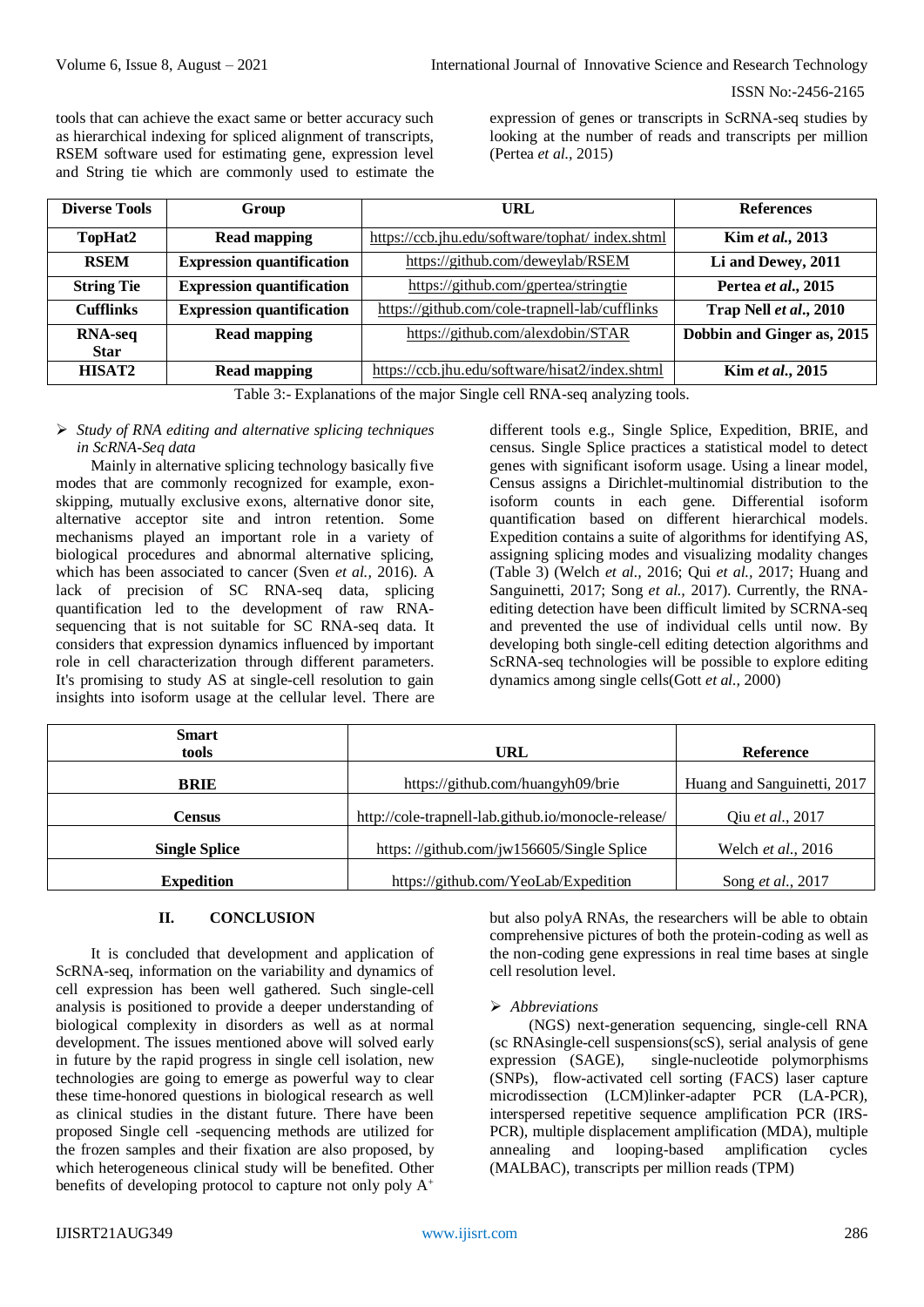tools that can achieve the exact same or better accuracy such as hierarchical indexing for spliced alignment of transcripts, RSEM software used for estimating gene, expression level and String tie which are commonly used to estimate the expression of genes or transcripts in ScRNA-seq studies by looking at the number of reads and transcripts per million (Pertea *et al.,* 2015)

| Diverse Tools | Group | URL | References |
|---|---|---|---|
| **TopHat2** | **Read mapping** | https://ccb.jhu.edu/software/tophat/ index.shtml | **Kim *et al.,* 2013** |
| **RSEM** | **Expression quantification** | https://github.com/deweylab/RSEM | **Li and Dewey, 2011** |
| **String Tie** | **Expression quantification** | https://github.com/gpertea/stringtie | **Pertea *et al.,* 2015** |
| **Cufflinks** | **Expression quantification** | https://github.com/cole-trapnell-lab/cufflinks | **Trap Nell *et al.,* 2010** |
| **RNA-seq Star** | **Read mapping** | https://github.com/alexdobin/STAR | **Dobbin and Ginger as, 2015** |
| **HISAT2** | **Read mapping** | https://ccb.jhu.edu/software/hisat2/index.shtml | **Kim *et al.,* 2015** |

Table 3:- Explanations of the major Single cell RNA-seq analyzing tools.

➢ *Study of RNA editing and alternative splicing techniques in ScRNA-Seq data*

Mainly in alternative splicing technology basically five modes that are commonly recognized for example, exon-skipping, mutually exclusive exons, alternative donor site, alternative acceptor site and intron retention. Some mechanisms played an important role in a variety of biological procedures and abnormal alternative splicing, which has been associated to cancer (Sven *et al.,* 2016). A lack of precision of SC RNA-seq data, splicing quantification led to the development of raw RNA-sequencing that is not suitable for SC RNA-seq data. It considers that expression dynamics influenced by important role in cell characterization through different parameters. It's promising to study AS at single-cell resolution to gain insights into isoform usage at the cellular level. There are different tools e.g., Single Splice, Expedition, BRIE, and census. Single Splice practices a statistical model to detect genes with significant isoform usage. Using a linear model, Census assigns a Dirichlet-multinomial distribution to the isoform counts in each gene. Differential isoform quantification based on different hierarchical models. Expedition contains a suite of algorithms for identifying AS, assigning splicing modes and visualizing modality changes (Table 3) (Welch *et al.,* 2016; Qui *et al.,* 2017; Huang and Sanguinetti, 2017; Song *et al.,* 2017). Currently, the RNA-editing detection have been difficult limited by SCRNA-seq and prevented the use of individual cells until now. By developing both single-cell editing detection algorithms and ScRNA-seq technologies will be possible to explore editing dynamics among single cells(Gott *et al.,* 2000)

| Smart tools | URL | Reference |
|---|---|---|
| **BRIE** | https://github.com/huangyh09/brie | Huang and Sanguinetti, 2017 |
| **Census** | http://cole-trapnell-lab.github.io/monocle-release/ | Qiu *et al.,* 2017 |
| **Single Splice** | https: //github.com/jw156605/Single Splice | Welch *et al.,* 2016 |
| **Expedition** | https://github.com/YeoLab/Expedition | Song *et al.,* 2017 |

## II. CONCLUSION

It is concluded that development and application of ScRNA-seq, information on the variability and dynamics of cell expression has been well gathered. Such single-cell analysis is positioned to provide a deeper understanding of biological complexity in disorders as well as at normal development. The issues mentioned above will solved early in future by the rapid progress in single cell isolation, new technologies are going to emerge as powerful way to clear these time-honored questions in biological research as well as clinical studies in the distant future. There have been proposed Single cell -sequencing methods are utilized for the frozen samples and their fixation are also proposed, by which heterogeneous clinical study will be benefited. Other benefits of developing protocol to capture not only poly $A^+$ but also polyA RNAs, the researchers will be able to obtain comprehensive pictures of both the protein-coding as well as the non-coding gene expressions in real time bases at single cell resolution level.

➢ *Abbreviations*

(NGS) next-generation sequencing, single-cell RNA (sc RNAsingle-cell suspensions(scS), serial analysis of gene expression (SAGE), single-nucleotide polymorphisms (SNPs), flow-activated cell sorting (FACS) laser capture microdissection (LCM)linker-adapter PCR (LA-PCR), interspersed repetitive sequence amplification PCR (IRS-PCR), multiple displacement amplification (MDA), multiple annealing and looping-based amplification cycles (MALBAC), transcripts per million reads (TPM)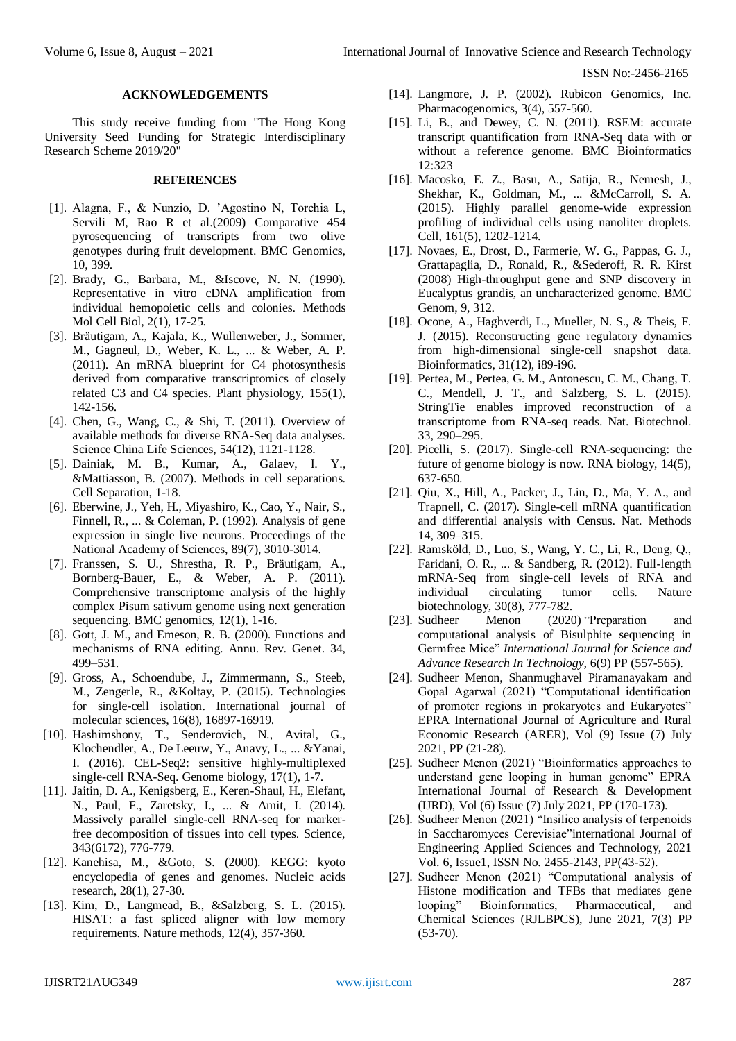## ACKNOWLEDGEMENTS

This study receive funding from "The Hong Kong University Seed Funding for Strategic Interdisciplinary Research Scheme 2019/20"

## REFERENCES

[1]. Alagna, F., & Nunzio, D. 'Agostino N, Torchia L, Servili M, Rao R et al.(2009) Comparative 454 pyrosequencing of transcripts from two olive genotypes during fruit development. BMC Genomics, 10, 399.

[2]. Brady, G., Barbara, M., &Iscove, N. N. (1990). Representative in vitro cDNA amplification from individual hemopoietic cells and colonies. Methods Mol Cell Biol, 2(1), 17-25.

[3]. Bräutigam, A., Kajala, K., Wullenweber, J., Sommer, M., Gagneul, D., Weber, K. L., ... & Weber, A. P. (2011). An mRNA blueprint for C4 photosynthesis derived from comparative transcriptomics of closely related C3 and C4 species. Plant physiology, 155(1), 142-156.

[4]. Chen, G., Wang, C., & Shi, T. (2011). Overview of available methods for diverse RNA-Seq data analyses. Science China Life Sciences, 54(12), 1121-1128.

[5]. Dainiak, M. B., Kumar, A., Galaev, I. Y., &Mattiasson, B. (2007). Methods in cell separations. Cell Separation, 1-18.

[6]. Eberwine, J., Yeh, H., Miyashiro, K., Cao, Y., Nair, S., Finnell, R., ... & Coleman, P. (1992). Analysis of gene expression in single live neurons. Proceedings of the National Academy of Sciences, 89(7), 3010-3014.

[7]. Franssen, S. U., Shrestha, R. P., Bräutigam, A., Bornberg-Bauer, E., & Weber, A. P. (2011). Comprehensive transcriptome analysis of the highly complex Pisum sativum genome using next generation sequencing. BMC genomics, 12(1), 1-16.

[8]. Gott, J. M., and Emeson, R. B. (2000). Functions and mechanisms of RNA editing. Annu. Rev. Genet. 34, 499–531.

[9]. Gross, A., Schoendube, J., Zimmermann, S., Steeb, M., Zengerle, R., &Koltay, P. (2015). Technologies for single-cell isolation. International journal of molecular sciences, 16(8), 16897-16919.

[10]. Hashimshony, T., Senderovich, N., Avital, G., Klochendler, A., De Leeuw, Y., Anavy, L., ... &Yanai, I. (2016). CEL-Seq2: sensitive highly-multiplexed single-cell RNA-Seq. Genome biology, 17(1), 1-7.

[11]. Jaitin, D. A., Kenigsberg, E., Keren-Shaul, H., Elefant, N., Paul, F., Zaretsky, I., ... & Amit, I. (2014). Massively parallel single-cell RNA-seq for marker-free decomposition of tissues into cell types. Science, 343(6172), 776-779.

[12]. Kanehisa, M., &Goto, S. (2000). KEGG: kyoto encyclopedia of genes and genomes. Nucleic acids research, 28(1), 27-30.

[13]. Kim, D., Langmead, B., &Salzberg, S. L. (2015). HISAT: a fast spliced aligner with low memory requirements. Nature methods, 12(4), 357-360.

[14]. Langmore, J. P. (2002). Rubicon Genomics, Inc. Pharmacogenomics, 3(4), 557-560.

[15]. Li, B., and Dewey, C. N. (2011). RSEM: accurate transcript quantification from RNA-Seq data with or without a reference genome. BMC Bioinformatics 12:323

[16]. Macosko, E. Z., Basu, A., Satija, R., Nemesh, J., Shekhar, K., Goldman, M., ... &McCarroll, S. A. (2015). Highly parallel genome-wide expression profiling of individual cells using nanoliter droplets. Cell, 161(5), 1202-1214.

[17]. Novaes, E., Drost, D., Farmerie, W. G., Pappas, G. J., Grattapaglia, D., Ronald, R., &Sederoff, R. R. Kirst (2008) High-throughput gene and SNP discovery in Eucalyptus grandis, an uncharacterized genome. BMC Genom, 9, 312.

[18]. Ocone, A., Haghverdi, L., Mueller, N. S., & Theis, F. J. (2015). Reconstructing gene regulatory dynamics from high-dimensional single-cell snapshot data. Bioinformatics, 31(12), i89-i96.

[19]. Pertea, M., Pertea, G. M., Antonescu, C. M., Chang, T. C., Mendell, J. T., and Salzberg, S. L. (2015). StringTie enables improved reconstruction of a transcriptome from RNA-seq reads. Nat. Biotechnol. 33, 290–295.

[20]. Picelli, S. (2017). Single-cell RNA-sequencing: the future of genome biology is now. RNA biology, 14(5), 637-650.

[21]. Qiu, X., Hill, A., Packer, J., Lin, D., Ma, Y. A., and Trapnell, C. (2017). Single-cell mRNA quantification and differential analysis with Census. Nat. Methods 14, 309–315.

[22]. Ramsköld, D., Luo, S., Wang, Y. C., Li, R., Deng, Q., Faridani, O. R., ... & Sandberg, R. (2012). Full-length mRNA-Seq from single-cell levels of RNA and individual circulating tumor cells. Nature biotechnology, 30(8), 777-782.

[23]. Sudheer Menon (2020) "Preparation and computational analysis of Bisulphite sequencing in Germfree Mice" *International Journal for Science and Advance Research In Technology,* 6(9) PP (557-565).

[24]. Sudheer Menon, Shanmughavel Piramanayakam and Gopal Agarwal (2021) "Computational identification of promoter regions in prokaryotes and Eukaryotes" EPRA International Journal of Agriculture and Rural Economic Research (ARER), Vol (9) Issue (7) July 2021, PP (21-28).

[25]. Sudheer Menon (2021) "Bioinformatics approaches to understand gene looping in human genome" EPRA International Journal of Research & Development (IJRD), Vol (6) Issue (7) July 2021, PP (170-173).

[26]. Sudheer Menon (2021) "Insilico analysis of terpenoids in Saccharomyces Cerevisiae"international Journal of Engineering Applied Sciences and Technology, 2021 Vol. 6, Issue1, ISSN No. 2455-2143, PP(43-52).

[27]. Sudheer Menon (2021) "Computational analysis of Histone modification and TFBs that mediates gene looping" Bioinformatics, Pharmaceutical, and Chemical Sciences (RJLBPCS), June 2021, 7(3) PP (53-70).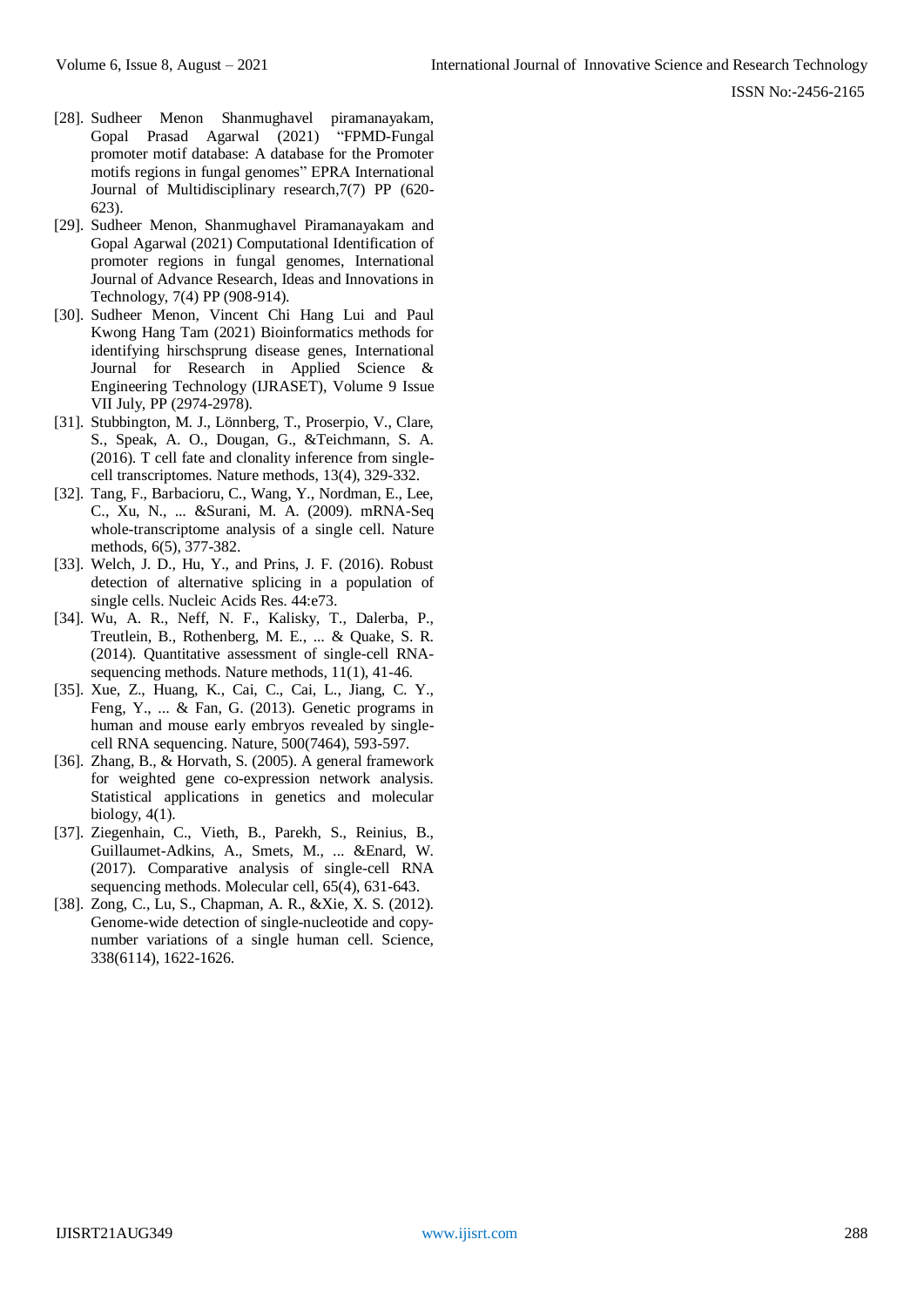[28]. Sudheer Menon Shanmughavel piramanayakam, Gopal Prasad Agarwal (2021) "FPMD-Fungal promoter motif database: A database for the Promoter motifs regions in fungal genomes" EPRA International Journal of Multidisciplinary research,7(7) PP (620-623).

[29]. Sudheer Menon, Shanmughavel Piramanayakam and Gopal Agarwal (2021) Computational Identification of promoter regions in fungal genomes, International Journal of Advance Research, Ideas and Innovations in Technology, 7(4) PP (908-914).

[30]. Sudheer Menon, Vincent Chi Hang Lui and Paul Kwong Hang Tam (2021) Bioinformatics methods for identifying hirschsprung disease genes, International Journal for Research in Applied Science & Engineering Technology (IJRASET), Volume 9 Issue VII July, PP (2974-2978).

[31]. Stubbington, M. J., Lönnberg, T., Proserpio, V., Clare, S., Speak, A. O., Dougan, G., &Teichmann, S. A. (2016). T cell fate and clonality inference from single-cell transcriptomes. Nature methods, 13(4), 329-332.

[32]. Tang, F., Barbacioru, C., Wang, Y., Nordman, E., Lee, C., Xu, N., ... &Surani, M. A. (2009). mRNA-Seq whole-transcriptome analysis of a single cell. Nature methods, 6(5), 377-382.

[33]. Welch, J. D., Hu, Y., and Prins, J. F. (2016). Robust detection of alternative splicing in a population of single cells. Nucleic Acids Res. 44:e73.

[34]. Wu, A. R., Neff, N. F., Kalisky, T., Dalerba, P., Treutlein, B., Rothenberg, M. E., ... & Quake, S. R. (2014). Quantitative assessment of single-cell RNA-sequencing methods. Nature methods, 11(1), 41-46.

[35]. Xue, Z., Huang, K., Cai, C., Cai, L., Jiang, C. Y., Feng, Y., ... & Fan, G. (2013). Genetic programs in human and mouse early embryos revealed by single-cell RNA sequencing. Nature, 500(7464), 593-597.

[36]. Zhang, B., & Horvath, S. (2005). A general framework for weighted gene co-expression network analysis. Statistical applications in genetics and molecular biology, 4(1).

[37]. Ziegenhain, C., Vieth, B., Parekh, S., Reinius, B., Guillaumet-Adkins, A., Smets, M., ... &Enard, W. (2017). Comparative analysis of single-cell RNA sequencing methods. Molecular cell, 65(4), 631-643.

[38]. Zong, C., Lu, S., Chapman, A. R., &Xie, X. S. (2012). Genome-wide detection of single-nucleotide and copy-number variations of a single human cell. Science, 338(6114), 1622-1626.